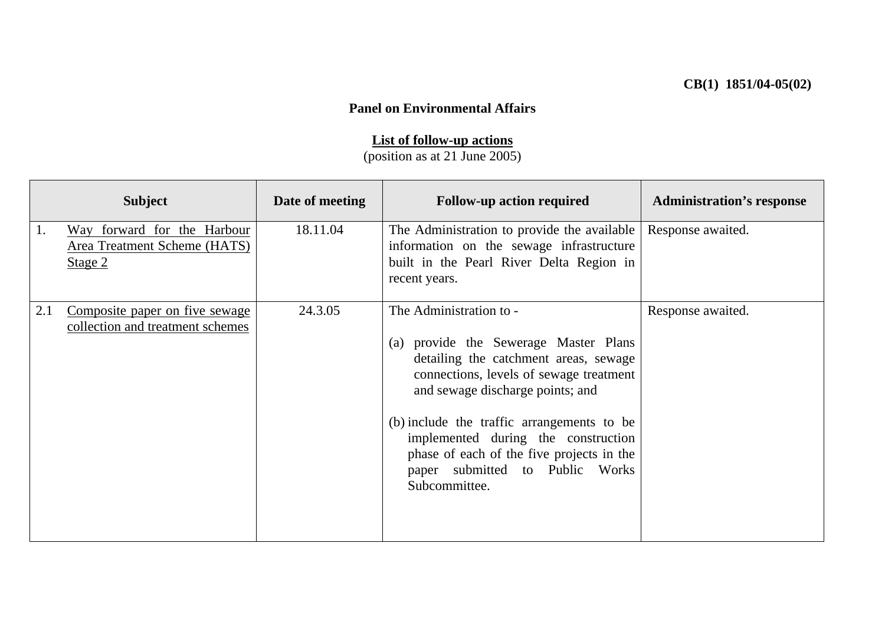**CB(1) 1851/04-05(02)**

## Panel on Environmental Affairs

### List of follow-up actions

(position as at 21 June 2005)

| Subject | Date of meeting | Follow-up action required | Administration's response |
|---|---|---|---|
| 1. Way forward for the Harbour Area Treatment Scheme (HATS) Stage 2 | 18.11.04 | The Administration to provide the available information on the sewage infrastructure built in the Pearl River Delta Region in recent years. | Response awaited. |
| 2.1 Composite paper on five sewage collection and treatment schemes | 24.3.05 | The Administration to -<br><br>(a) provide the Sewerage Master Plans detailing the catchment areas, sewage connections, levels of sewage treatment and sewage discharge points; and<br><br>(b) include the traffic arrangements to be implemented during the construction phase of each of the five projects in the paper submitted to Public Works Subcommittee. | Response awaited. |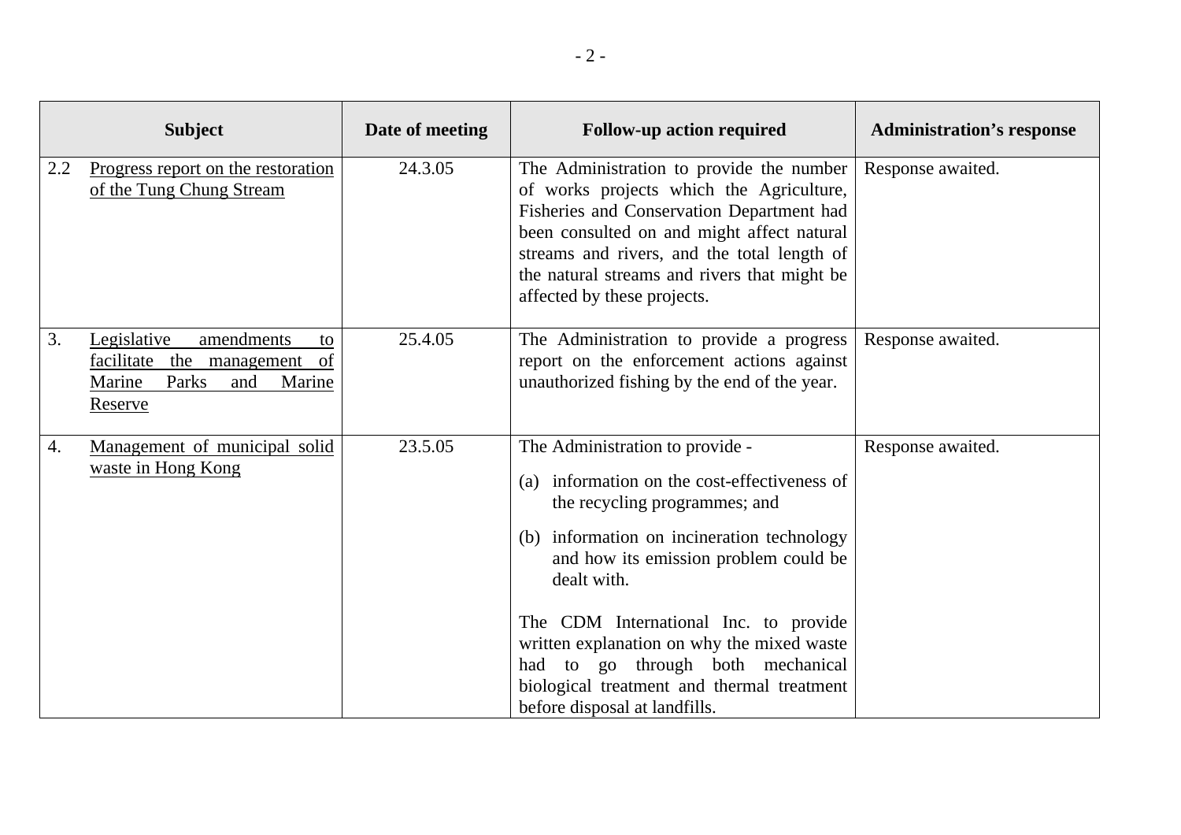| Subject | Date of meeting | Follow-up action required | Administration's response |
|---|---|---|---|
| 2.2 Progress report on the restoration of the Tung Chung Stream | 24.3.05 | The Administration to provide the number of works projects which the Agriculture, Fisheries and Conservation Department had been consulted on and might affect natural streams and rivers, and the total length of the natural streams and rivers that might be affected by these projects. | Response awaited. |
| 3. Legislative amendments to facilitate the management of Marine Parks and Marine Reserve | 25.4.05 | The Administration to provide a progress report on the enforcement actions against unauthorized fishing by the end of the year. | Response awaited. |
| 4. Management of municipal solid waste in Hong Kong | 23.5.05 | The Administration to provide -<br>(a) information on the cost-effectiveness of the recycling programmes; and<br>(b) information on incineration technology and how its emission problem could be dealt with.<br><br>The CDM International Inc. to provide written explanation on why the mixed waste had to go through both mechanical biological treatment and thermal treatment before disposal at landfills. | Response awaited. |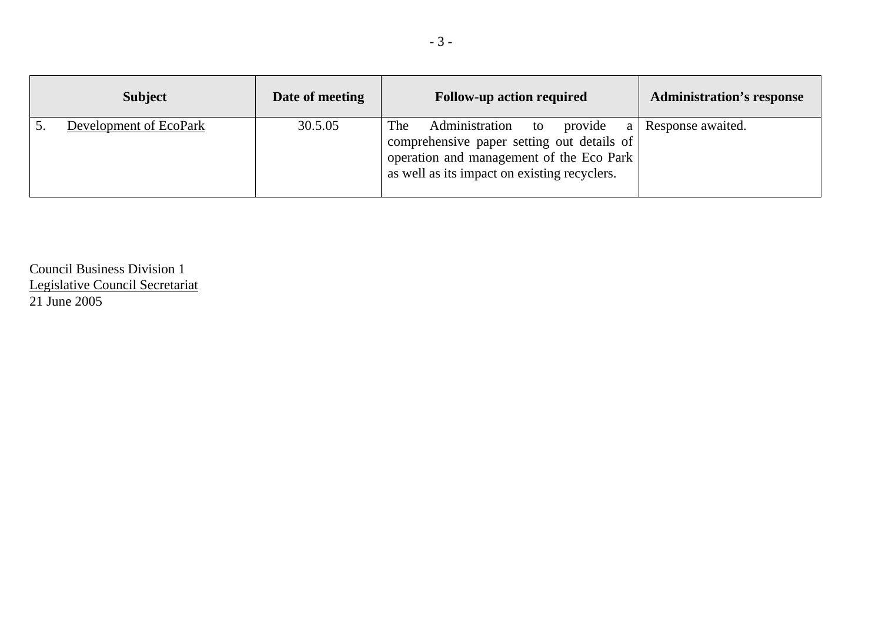| Subject | Date of meeting | Follow-up action required | Administration's response |
|---|---|---|---|
| 5. Development of EcoPark | 30.5.05 | The Administration to provide a comprehensive paper setting out details of operation and management of the Eco Park as well as its impact on existing recyclers. | Response awaited. |

Council Business Division 1
Legislative Council Secretariat
21 June 2005